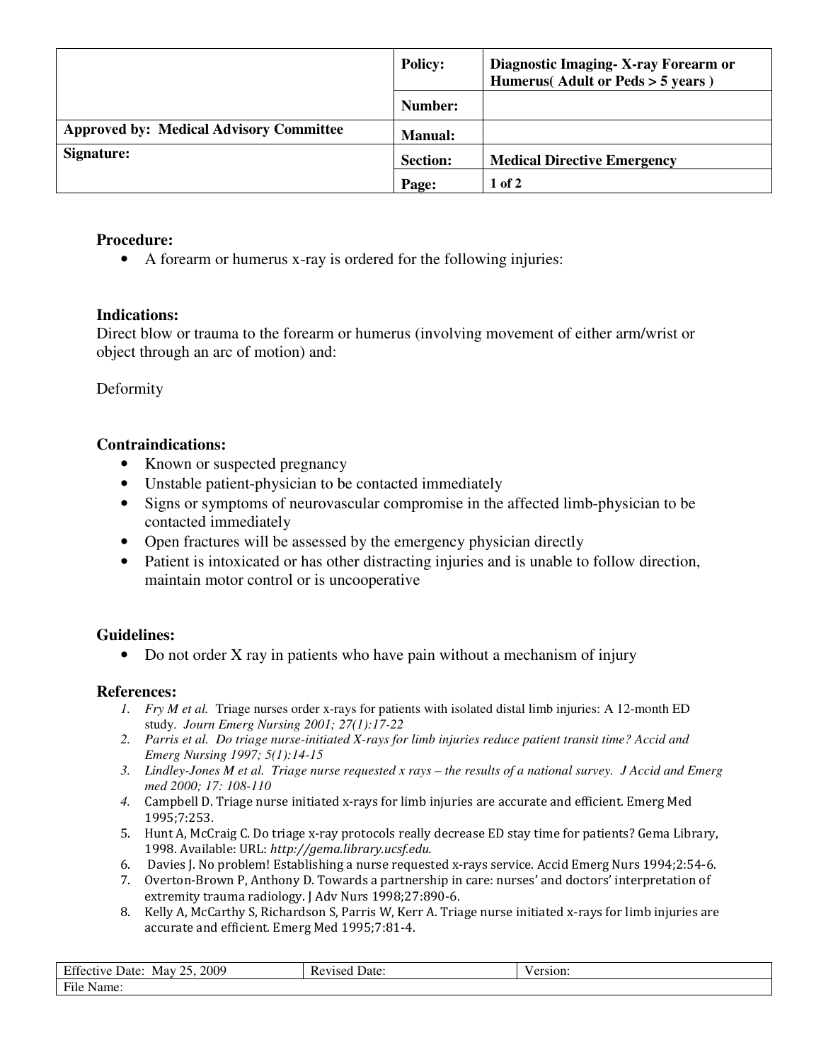|  | Policy: | Diagnostic Imaging- X-ray Forearm or Humerus( Adult or Peds > 5 years ) |
| --- | --- | --- |
|  | Number: |  |
| Approved by: Medical Advisory Committee | Manual: |  |
| Signature: | Section: | Medical Directive Emergency |
|  | Page: | 1 of 2 |

**Procedure:**

- A forearm or humerus x-ray is ordered for the following injuries:

**Indications:**

Direct blow or trauma to the forearm or humerus (involving movement of either arm/wrist or object through an arc of motion) and:

Deformity

**Contraindications:**

- Known or suspected pregnancy
- Unstable patient-physician to be contacted immediately
- Signs or symptoms of neurovascular compromise in the affected limb-physician to be contacted immediately
- Open fractures will be assessed by the emergency physician directly
- Patient is intoxicated or has other distracting injuries and is unable to follow direction, maintain motor control or is uncooperative

**Guidelines:**

- Do not order X ray in patients who have pain without a mechanism of injury

**References:**

1. *Fry M et al.* Triage nurses order x-rays for patients with isolated distal limb injuries: A 12-month ED study. *Journ Emerg Nursing 2001; 27(1):17-22*
2. *Parris et al. Do triage nurse-initiated X-rays for limb injuries reduce patient transit time? Accid and Emerg Nursing 1997; 5(1):14-15*
3. *Lindley-Jones M et al. Triage nurse requested x rays – the results of a national survey. J Accid and Emerg med 2000; 17: 108-110*
4. Campbell D. Triage nurse initiated x-rays for limb injuries are accurate and efficient. Emerg Med 1995;7:253.
5. Hunt A, McCraig C. Do triage x-ray protocols really decrease ED stay time for patients? Gema Library, 1998. Available: URL: *http://gema.library.ucsf.edu.*
6. Davies J. No problem! Establishing a nurse requested x-rays service. Accid Emerg Nurs 1994;2:54-6.
7. Overton-Brown P, Anthony D. Towards a partnership in care: nurses' and doctors' interpretation of extremity trauma radiology. J Adv Nurs 1998;27:890-6.
8. Kelly A, McCarthy S, Richardson S, Parris W, Kerr A. Triage nurse initiated x-rays for limb injuries are accurate and efficient. Emerg Med 1995;7:81-4.

| Effective Date: May 25, 2009 | Revised Date: | Version: |
| --- | --- | --- |
| File Name: |  |  |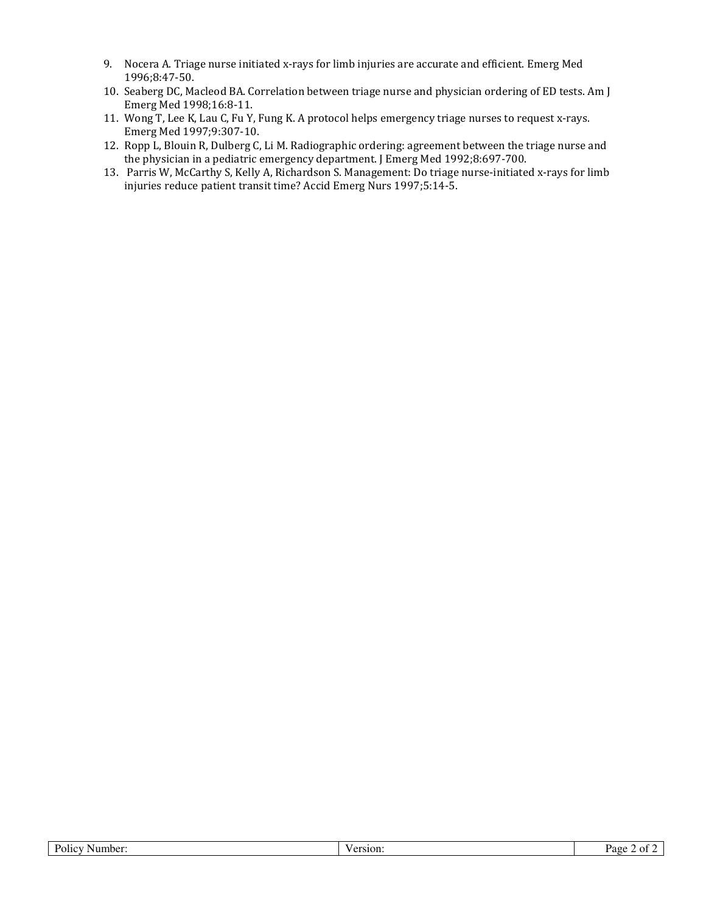9. Nocera A. Triage nurse initiated x-rays for limb injuries are accurate and efficient. Emerg Med 1996;8:47-50.
10. Seaberg DC, Macleod BA. Correlation between triage nurse and physician ordering of ED tests. Am J Emerg Med 1998;16:8-11.
11. Wong T, Lee K, Lau C, Fu Y, Fung K. A protocol helps emergency triage nurses to request x-rays. Emerg Med 1997;9:307-10.
12. Ropp L, Blouin R, Dulberg C, Li M. Radiographic ordering: agreement between the triage nurse and the physician in a pediatric emergency department. J Emerg Med 1992;8:697-700.
13. Parris W, McCarthy S, Kelly A, Richardson S. Management: Do triage nurse-initiated x-rays for limb injuries reduce patient transit time? Accid Emerg Nurs 1997;5:14-5.